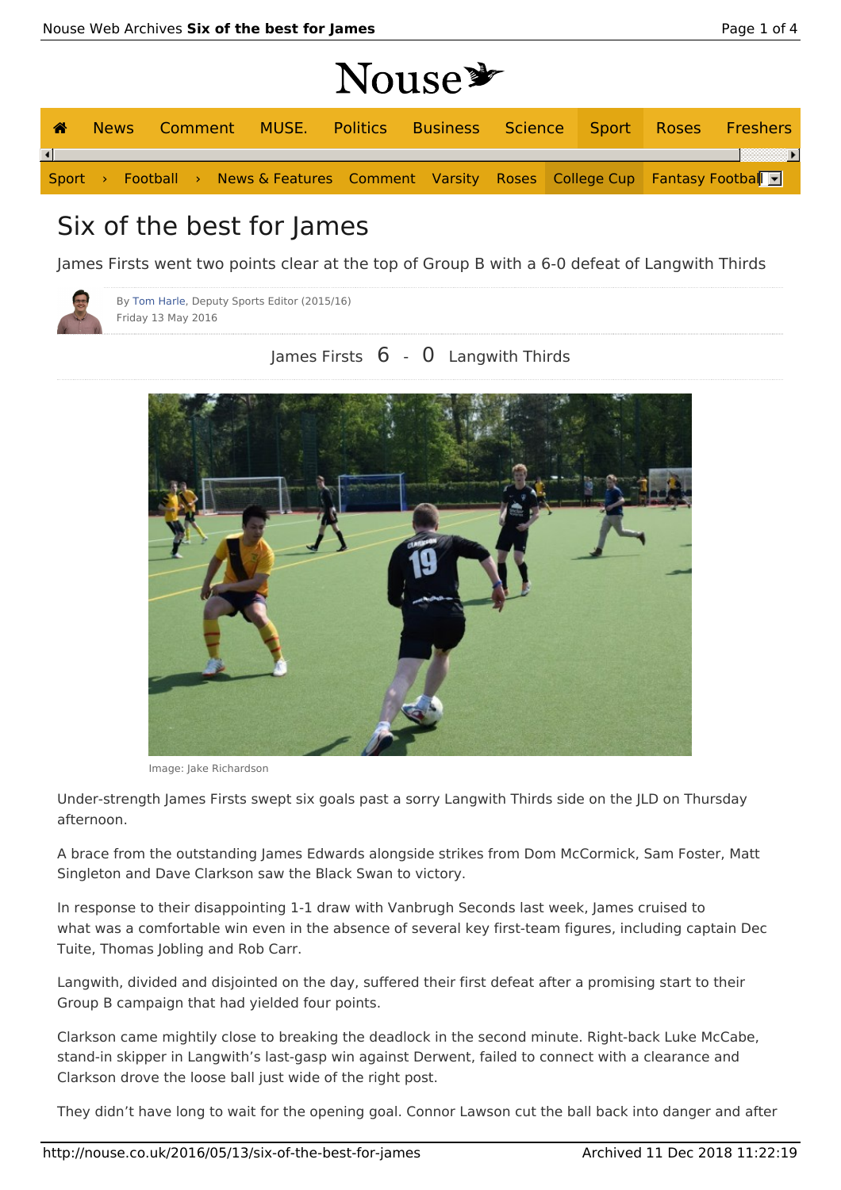# Six of the best for James

James Firsts went two points clear at the top of Group B with a 6-0 defeat of Langwith Thirds

By Tom Harle, Deputy Sports Editor (2015/16)
Friday 13 May 2016

James Firsts 6 - 0 Langwith Thirds

Image: Jake Richardson

Under-strength James Firsts swept six goals past a sorry Langwith Thirds side on the JLD on Thursday afternoon.

A brace from the outstanding James Edwards alongside strikes from Dom McCormick, Sam Foster, Matt Singleton and Dave Clarkson saw the Black Swan to victory.

In response to their disappointing 1-1 draw with Vanbrugh Seconds last week, James cruised to what was a comfortable win even in the absence of several key first-team figures, including captain Dec Tuite, Thomas Jobling and Rob Carr.

Langwith, divided and disjointed on the day, suffered their first defeat after a promising start to their Group B campaign that had yielded four points.

Clarkson came mightily close to breaking the deadlock in the second minute. Right-back Luke McCabe, stand-in skipper in Langwith's last-gasp win against Derwent, failed to connect with a clearance and Clarkson drove the loose ball just wide of the right post.

They didn't have long to wait for the opening goal. Connor Lawson cut the ball back into danger and after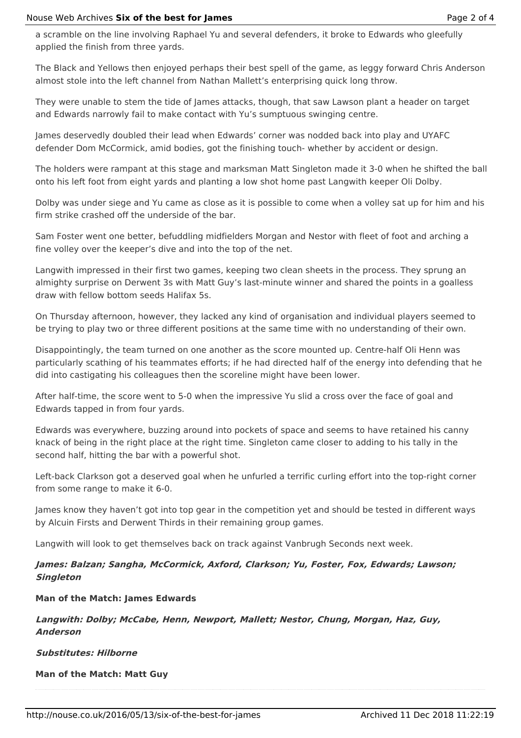a scramble on the line involving Raphael Yu and several defenders, it broke to Edwards who gleefully applied the finish from three yards.

The Black and Yellows then enjoyed perhaps their best spell of the game, as leggy forward Chris Anderson almost stole into the left channel from Nathan Mallett's enterprising quick long throw.

They were unable to stem the tide of James attacks, though, that saw Lawson plant a header on target and Edwards narrowly fail to make contact with Yu's sumptuous swinging centre.

James deservedly doubled their lead when Edwards' corner was nodded back into play and UYAFC defender Dom McCormick, amid bodies, got the finishing touch- whether by accident or design.

The holders were rampant at this stage and marksman Matt Singleton made it 3-0 when he shifted the ball onto his left foot from eight yards and planting a low shot home past Langwith keeper Oli Dolby.

Dolby was under siege and Yu came as close as it is possible to come when a volley sat up for him and his firm strike crashed off the underside of the bar.

Sam Foster went one better, befuddling midfielders Morgan and Nestor with fleet of foot and arching a fine volley over the keeper's dive and into the top of the net.

Langwith impressed in their first two games, keeping two clean sheets in the process. They sprung an almighty surprise on Derwent 3s with Matt Guy's last-minute winner and shared the points in a goalless draw with fellow bottom seeds Halifax 5s.

On Thursday afternoon, however, they lacked any kind of organisation and individual players seemed to be trying to play two or three different positions at the same time with no understanding of their own.

Disappointingly, the team turned on one another as the score mounted up. Centre-half Oli Henn was particularly scathing of his teammates efforts; if he had directed half of the energy into defending that he did into castigating his colleagues then the scoreline might have been lower.

After half-time, the score went to 5-0 when the impressive Yu slid a cross over the face of goal and Edwards tapped in from four yards.

Edwards was everywhere, buzzing around into pockets of space and seems to have retained his canny knack of being in the right place at the right time. Singleton came closer to adding to his tally in the second half, hitting the bar with a powerful shot.

Left-back Clarkson got a deserved goal when he unfurled a terrific curling effort into the top-right corner from some range to make it 6-0.

James know they haven't got into top gear in the competition yet and should be tested in different ways by Alcuin Firsts and Derwent Thirds in their remaining group games.

Langwith will look to get themselves back on track against Vanbrugh Seconds next week.

***James: Balzan; Sangha, McCormick, Axford, Clarkson; Yu, Foster, Fox, Edwards; Lawson; Singleton***

**Man of the Match: James Edwards**

***Langwith: Dolby; McCabe, Henn, Newport, Mallett; Nestor, Chung, Morgan, Haz, Guy, Anderson***

***Substitutes: Hilborne***

**Man of the Match: Matt Guy**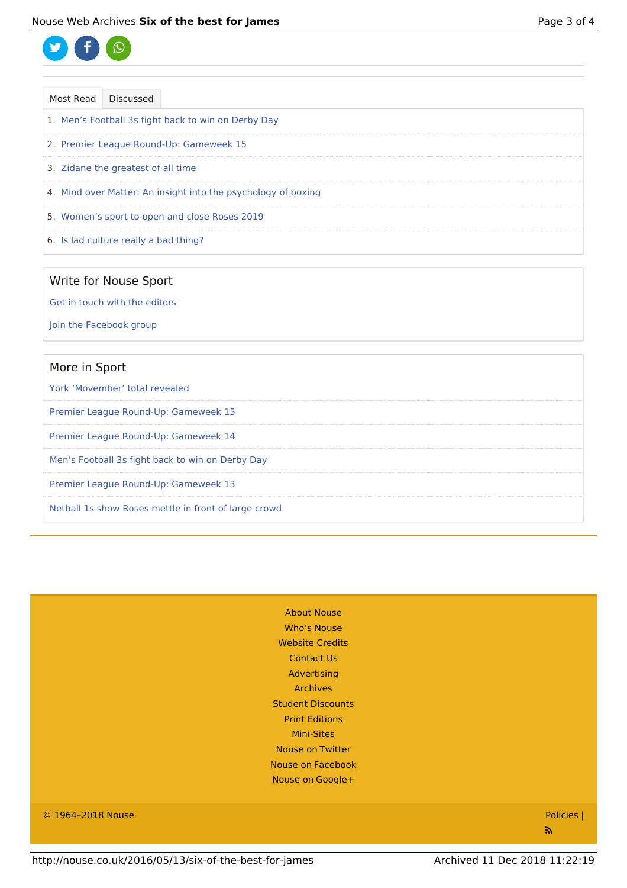Most Read | Discussed

1. Men's Football 3s fight back to win on Derby Day
2. Premier League Round-Up: Gameweek 15
3. Zidane the greatest of all time
4. Mind over Matter: An insight into the psychology of boxing
5. Women's sport to open and close Roses 2019
6. Is lad culture really a bad thing?

## Write for Nouse Sport

Get in touch with the editors

Join the Facebook group

## More in Sport

York 'Movember' total revealed

Premier League Round-Up: Gameweek 15

Premier League Round-Up: Gameweek 14

Men's Football 3s fight back to win on Derby Day

Premier League Round-Up: Gameweek 13

Netball 1s show Roses mettle in front of large crowd

About Nouse
Who's Nouse
Website Credits
Contact Us
Advertising
Archives
Student Discounts
Print Editions
Mini-Sites
Nouse on Twitter
Nouse on Facebook
Nouse on Google+

© 1964–2018 Nouse

Policies |